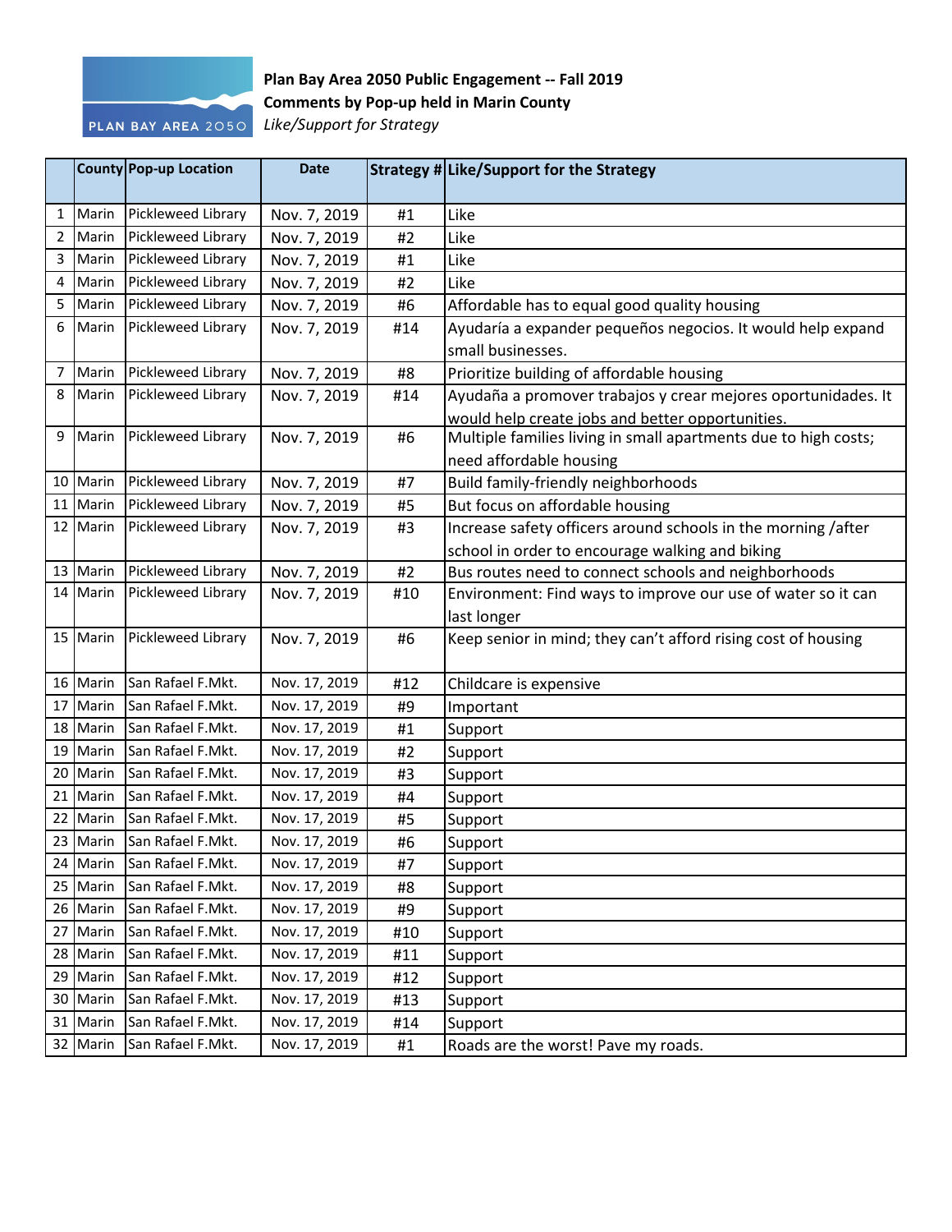PLAN BAY AREA 2050

**Plan Bay Area 2050 Public Engagement -- Fall 2019**
**Comments by Pop-up held in Marin County**
*Like/Support for Strategy*

| | County | Pop-up Location | Date | Strategy # | Like/Support for the Strategy |
|---|---|---|---|---|---|
| 1 | Marin | Pickleweed Library | Nov. 7, 2019 | #1 | Like |
| 2 | Marin | Pickleweed Library | Nov. 7, 2019 | #2 | Like |
| 3 | Marin | Pickleweed Library | Nov. 7, 2019 | #1 | Like |
| 4 | Marin | Pickleweed Library | Nov. 7, 2019 | #2 | Like |
| 5 | Marin | Pickleweed Library | Nov. 7, 2019 | #6 | Affordable has to equal good quality housing |
| 6 | Marin | Pickleweed Library | Nov. 7, 2019 | #14 | Ayudaría a expander pequeños negocios. It would help expand small businesses. |
| 7 | Marin | Pickleweed Library | Nov. 7, 2019 | #8 | Prioritize building of affordable housing |
| 8 | Marin | Pickleweed Library | Nov. 7, 2019 | #14 | Ayudaña a promover trabajos y crear mejores oportunidades. It would help create jobs and better opportunities. |
| 9 | Marin | Pickleweed Library | Nov. 7, 2019 | #6 | Multiple families living in small apartments due to high costs; need affordable housing |
| 10 | Marin | Pickleweed Library | Nov. 7, 2019 | #7 | Build family-friendly neighborhoods |
| 11 | Marin | Pickleweed Library | Nov. 7, 2019 | #5 | But focus on affordable housing |
| 12 | Marin | Pickleweed Library | Nov. 7, 2019 | #3 | Increase safety officers around schools in the morning /after school in order to encourage walking and biking |
| 13 | Marin | Pickleweed Library | Nov. 7, 2019 | #2 | Bus routes need to connect schools and neighborhoods |
| 14 | Marin | Pickleweed Library | Nov. 7, 2019 | #10 | Environment: Find ways to improve our use of water so it can last longer |
| 15 | Marin | Pickleweed Library | Nov. 7, 2019 | #6 | Keep senior in mind; they can't afford rising cost of housing |
| 16 | Marin | San Rafael F.Mkt. | Nov. 17, 2019 | #12 | Childcare is expensive |
| 17 | Marin | San Rafael F.Mkt. | Nov. 17, 2019 | #9 | Important |
| 18 | Marin | San Rafael F.Mkt. | Nov. 17, 2019 | #1 | Support |
| 19 | Marin | San Rafael F.Mkt. | Nov. 17, 2019 | #2 | Support |
| 20 | Marin | San Rafael F.Mkt. | Nov. 17, 2019 | #3 | Support |
| 21 | Marin | San Rafael F.Mkt. | Nov. 17, 2019 | #4 | Support |
| 22 | Marin | San Rafael F.Mkt. | Nov. 17, 2019 | #5 | Support |
| 23 | Marin | San Rafael F.Mkt. | Nov. 17, 2019 | #6 | Support |
| 24 | Marin | San Rafael F.Mkt. | Nov. 17, 2019 | #7 | Support |
| 25 | Marin | San Rafael F.Mkt. | Nov. 17, 2019 | #8 | Support |
| 26 | Marin | San Rafael F.Mkt. | Nov. 17, 2019 | #9 | Support |
| 27 | Marin | San Rafael F.Mkt. | Nov. 17, 2019 | #10 | Support |
| 28 | Marin | San Rafael F.Mkt. | Nov. 17, 2019 | #11 | Support |
| 29 | Marin | San Rafael F.Mkt. | Nov. 17, 2019 | #12 | Support |
| 30 | Marin | San Rafael F.Mkt. | Nov. 17, 2019 | #13 | Support |
| 31 | Marin | San Rafael F.Mkt. | Nov. 17, 2019 | #14 | Support |
| 32 | Marin | San Rafael F.Mkt. | Nov. 17, 2019 | #1 | Roads are the worst! Pave my roads. |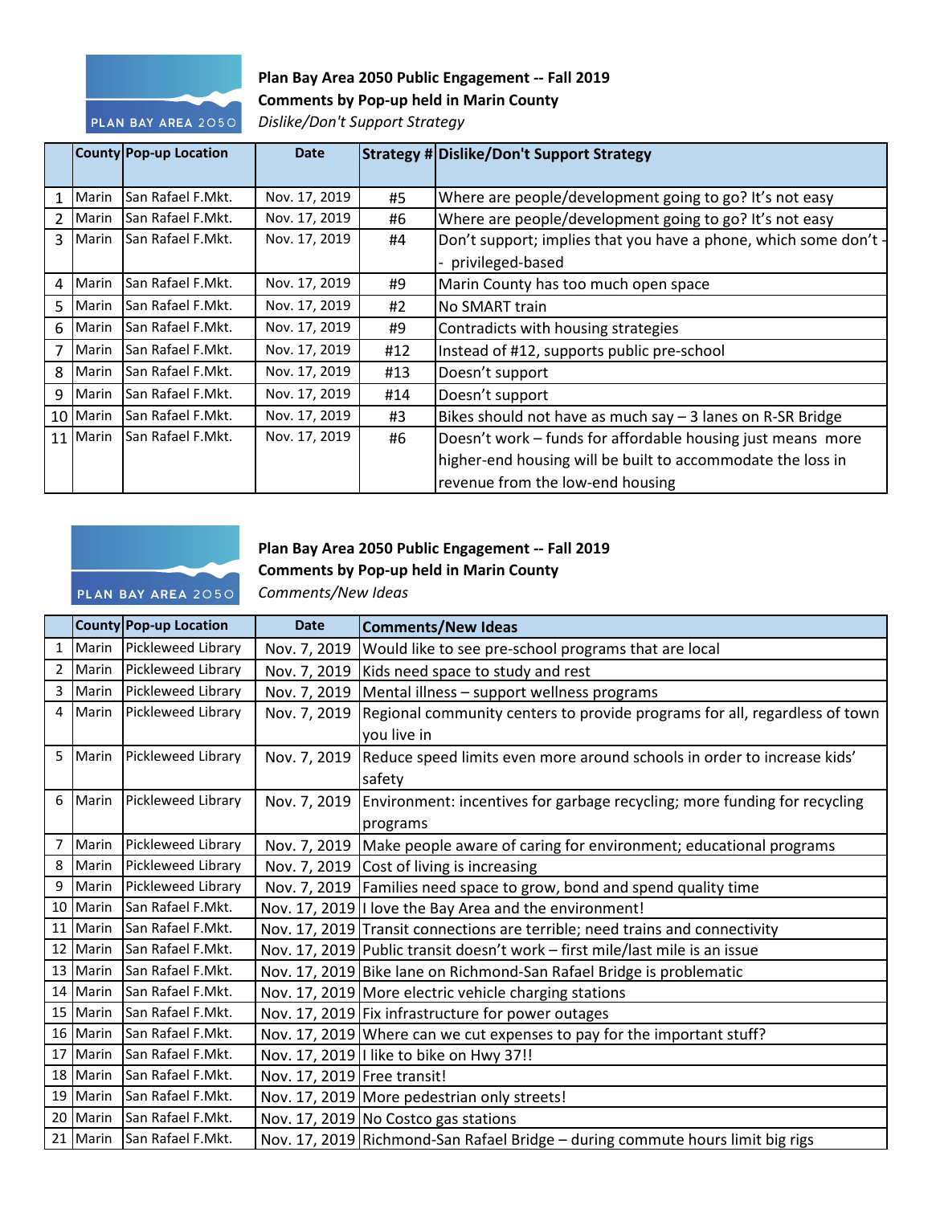**Plan Bay Area 2050 Public Engagement -- Fall 2019**
**Comments by Pop-up held in Marin County**
*Dislike/Don't Support Strategy*

| | County | Pop-up Location | Date | Strategy # | Dislike/Don't Support Strategy |
|---|---|---|---|---|---|
| 1 | Marin | San Rafael F.Mkt. | Nov. 17, 2019 | #5 | Where are people/development going to go? It's not easy |
| 2 | Marin | San Rafael F.Mkt. | Nov. 17, 2019 | #6 | Where are people/development going to go? It's not easy |
| 3 | Marin | San Rafael F.Mkt. | Nov. 17, 2019 | #4 | Don't support; implies that you have a phone, which some don't -- privileged-based |
| 4 | Marin | San Rafael F.Mkt. | Nov. 17, 2019 | #9 | Marin County has too much open space |
| 5 | Marin | San Rafael F.Mkt. | Nov. 17, 2019 | #2 | No SMART train |
| 6 | Marin | San Rafael F.Mkt. | Nov. 17, 2019 | #9 | Contradicts with housing strategies |
| 7 | Marin | San Rafael F.Mkt. | Nov. 17, 2019 | #12 | Instead of #12, supports public pre-school |
| 8 | Marin | San Rafael F.Mkt. | Nov. 17, 2019 | #13 | Doesn't support |
| 9 | Marin | San Rafael F.Mkt. | Nov. 17, 2019 | #14 | Doesn't support |
| 10 | Marin | San Rafael F.Mkt. | Nov. 17, 2019 | #3 | Bikes should not have as much say – 3 lanes on R-SR Bridge |
| 11 | Marin | San Rafael F.Mkt. | Nov. 17, 2019 | #6 | Doesn't work – funds for affordable housing just means more higher-end housing will be built to accommodate the loss in revenue from the low-end housing |

**Plan Bay Area 2050 Public Engagement -- Fall 2019**
**Comments by Pop-up held in Marin County**
*Comments/New Ideas*

| | County | Pop-up Location | Date | Comments/New Ideas |
|---|---|---|---|---|
| 1 | Marin | Pickleweed Library | Nov. 7, 2019 | Would like to see pre-school programs that are local |
| 2 | Marin | Pickleweed Library | Nov. 7, 2019 | Kids need space to study and rest |
| 3 | Marin | Pickleweed Library | Nov. 7, 2019 | Mental illness – support wellness programs |
| 4 | Marin | Pickleweed Library | Nov. 7, 2019 | Regional community centers to provide programs for all, regardless of town you live in |
| 5 | Marin | Pickleweed Library | Nov. 7, 2019 | Reduce speed limits even more around schools in order to increase kids' safety |
| 6 | Marin | Pickleweed Library | Nov. 7, 2019 | Environment: incentives for garbage recycling; more funding for recycling programs |
| 7 | Marin | Pickleweed Library | Nov. 7, 2019 | Make people aware of caring for environment; educational programs |
| 8 | Marin | Pickleweed Library | Nov. 7, 2019 | Cost of living is increasing |
| 9 | Marin | Pickleweed Library | Nov. 7, 2019 | Families need space to grow, bond and spend quality time |
| 10 | Marin | San Rafael F.Mkt. | Nov. 17, 2019 | I love the Bay Area and the environment! |
| 11 | Marin | San Rafael F.Mkt. | Nov. 17, 2019 | Transit connections are terrible; need trains and connectivity |
| 12 | Marin | San Rafael F.Mkt. | Nov. 17, 2019 | Public transit doesn't work – first mile/last mile is an issue |
| 13 | Marin | San Rafael F.Mkt. | Nov. 17, 2019 | Bike lane on Richmond-San Rafael Bridge is problematic |
| 14 | Marin | San Rafael F.Mkt. | Nov. 17, 2019 | More electric vehicle charging stations |
| 15 | Marin | San Rafael F.Mkt. | Nov. 17, 2019 | Fix infrastructure for power outages |
| 16 | Marin | San Rafael F.Mkt. | Nov. 17, 2019 | Where can we cut expenses to pay for the important stuff? |
| 17 | Marin | San Rafael F.Mkt. | Nov. 17, 2019 | I like to bike on Hwy 37!! |
| 18 | Marin | San Rafael F.Mkt. | Nov. 17, 2019 | Free transit! |
| 19 | Marin | San Rafael F.Mkt. | Nov. 17, 2019 | More pedestrian only streets! |
| 20 | Marin | San Rafael F.Mkt. | Nov. 17, 2019 | No Costco gas stations |
| 21 | Marin | San Rafael F.Mkt. | Nov. 17, 2019 | Richmond-San Rafael Bridge – during commute hours limit big rigs |